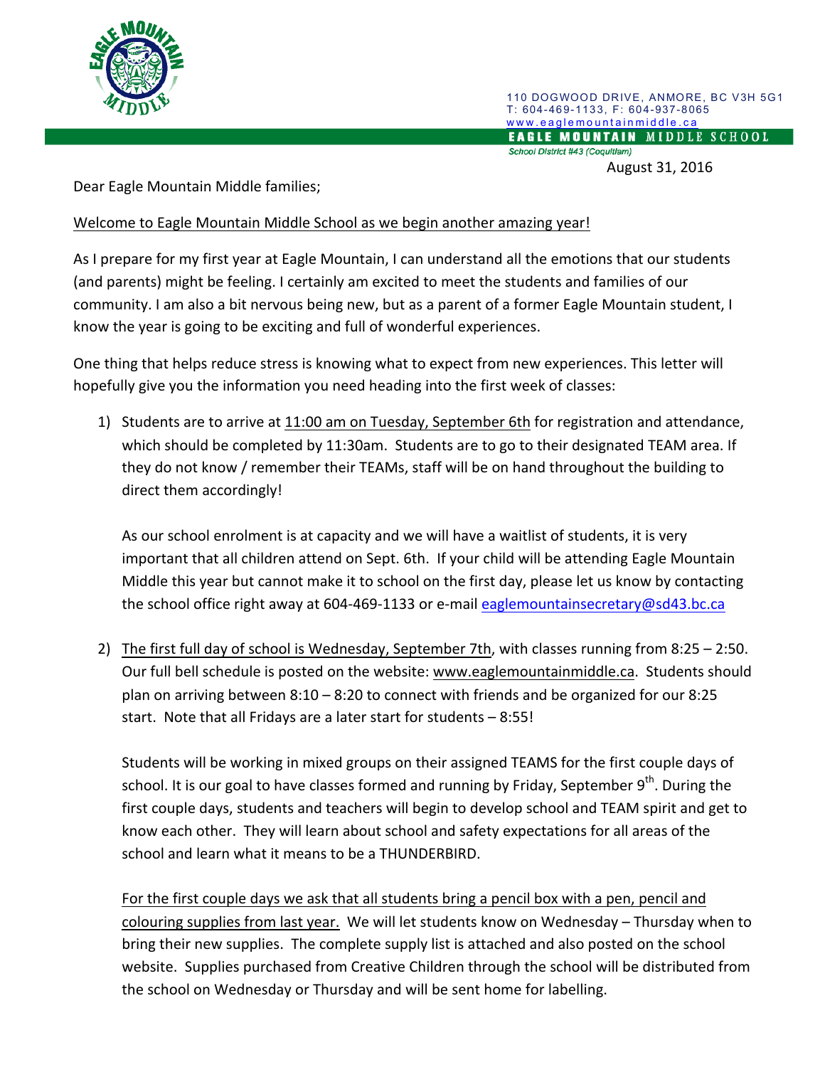110 DOGWOOD DRIVE, ANMORE, BC V3H 5G1
T: 604-469-1133, F: 604-937-8065
www.eaglemountainmiddle.ca

**EAGLE MOUNTAIN MIDDLE SCHOOL**

*School District #43 (Coquitlam)*

August 31, 2016

Dear Eagle Mountain Middle families;

Welcome to Eagle Mountain Middle School as we begin another amazing year!

As I prepare for my first year at Eagle Mountain, I can understand all the emotions that our students (and parents) might be feeling. I certainly am excited to meet the students and families of our community. I am also a bit nervous being new, but as a parent of a former Eagle Mountain student, I know the year is going to be exciting and full of wonderful experiences.

One thing that helps reduce stress is knowing what to expect from new experiences. This letter will hopefully give you the information you need heading into the first week of classes:

1) Students are to arrive at 11:00 am on Tuesday, September 6th for registration and attendance, which should be completed by 11:30am. Students are to go to their designated TEAM area. If they do not know / remember their TEAMs, staff will be on hand throughout the building to direct them accordingly!

   As our school enrolment is at capacity and we will have a waitlist of students, it is very important that all children attend on Sept. 6th. If your child will be attending Eagle Mountain Middle this year but cannot make it to school on the first day, please let us know by contacting the school office right away at 604-469-1133 or e-mail eaglemountainsecretary@sd43.bc.ca

2) The first full day of school is Wednesday, September 7th, with classes running from 8:25 – 2:50. Our full bell schedule is posted on the website: www.eaglemountainmiddle.ca. Students should plan on arriving between 8:10 – 8:20 to connect with friends and be organized for our 8:25 start. Note that all Fridays are a later start for students – 8:55!

   Students will be working in mixed groups on their assigned TEAMS for the first couple days of school. It is our goal to have classes formed and running by Friday, September 9th. During the first couple days, students and teachers will begin to develop school and TEAM spirit and get to know each other. They will learn about school and safety expectations for all areas of the school and learn what it means to be a THUNDERBIRD.

   For the first couple days we ask that all students bring a pencil box with a pen, pencil and colouring supplies from last year. We will let students know on Wednesday – Thursday when to bring their new supplies. The complete supply list is attached and also posted on the school website. Supplies purchased from Creative Children through the school will be distributed from the school on Wednesday or Thursday and will be sent home for labelling.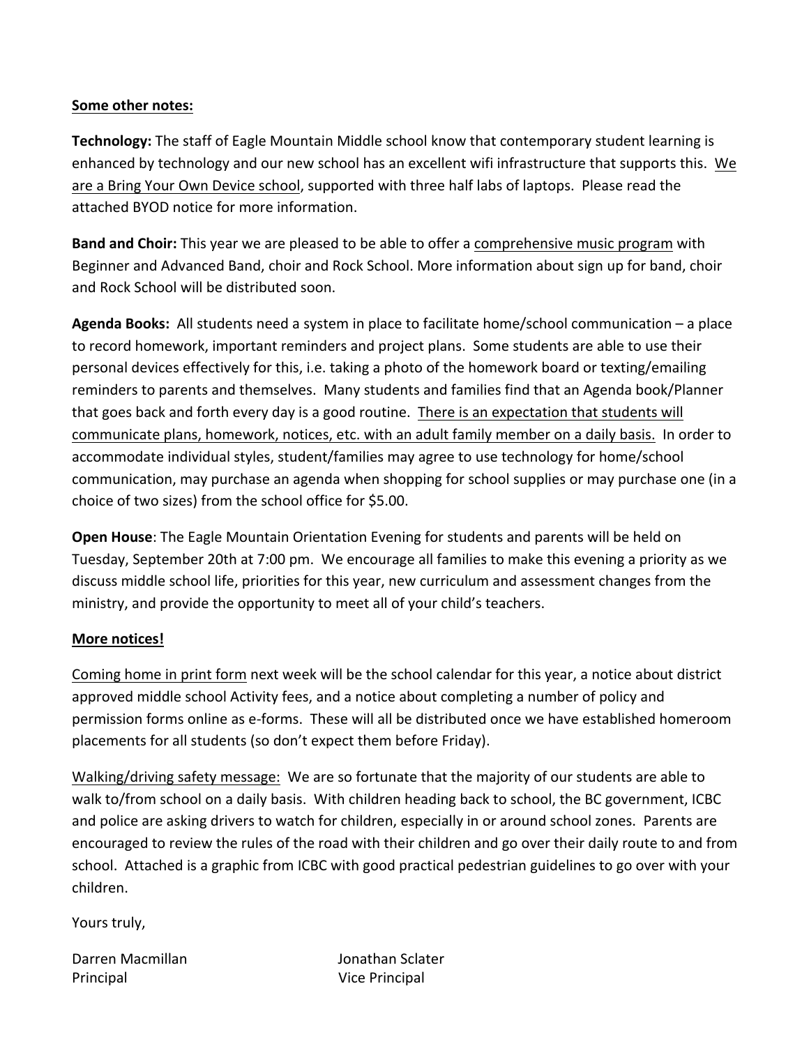**Some other notes:**

**Technology:** The staff of Eagle Mountain Middle school know that contemporary student learning is enhanced by technology and our new school has an excellent wifi infrastructure that supports this. We are a Bring Your Own Device school, supported with three half labs of laptops. Please read the attached BYOD notice for more information.

**Band and Choir:** This year we are pleased to be able to offer a comprehensive music program with Beginner and Advanced Band, choir and Rock School. More information about sign up for band, choir and Rock School will be distributed soon.

**Agenda Books:** All students need a system in place to facilitate home/school communication – a place to record homework, important reminders and project plans. Some students are able to use their personal devices effectively for this, i.e. taking a photo of the homework board or texting/emailing reminders to parents and themselves. Many students and families find that an Agenda book/Planner that goes back and forth every day is a good routine. There is an expectation that students will communicate plans, homework, notices, etc. with an adult family member on a daily basis. In order to accommodate individual styles, student/families may agree to use technology for home/school communication, may purchase an agenda when shopping for school supplies or may purchase one (in a choice of two sizes) from the school office for $5.00.

**Open House**: The Eagle Mountain Orientation Evening for students and parents will be held on Tuesday, September 20th at 7:00 pm. We encourage all families to make this evening a priority as we discuss middle school life, priorities for this year, new curriculum and assessment changes from the ministry, and provide the opportunity to meet all of your child's teachers.

**More notices!**

Coming home in print form next week will be the school calendar for this year, a notice about district approved middle school Activity fees, and a notice about completing a number of policy and permission forms online as e-forms. These will all be distributed once we have established homeroom placements for all students (so don't expect them before Friday).

Walking/driving safety message: We are so fortunate that the majority of our students are able to walk to/from school on a daily basis. With children heading back to school, the BC government, ICBC and police are asking drivers to watch for children, especially in or around school zones. Parents are encouraged to review the rules of the road with their children and go over their daily route to and from school. Attached is a graphic from ICBC with good practical pedestrian guidelines to go over with your children.

Yours truly,

Darren Macmillan
Principal

Jonathan Sclater
Vice Principal